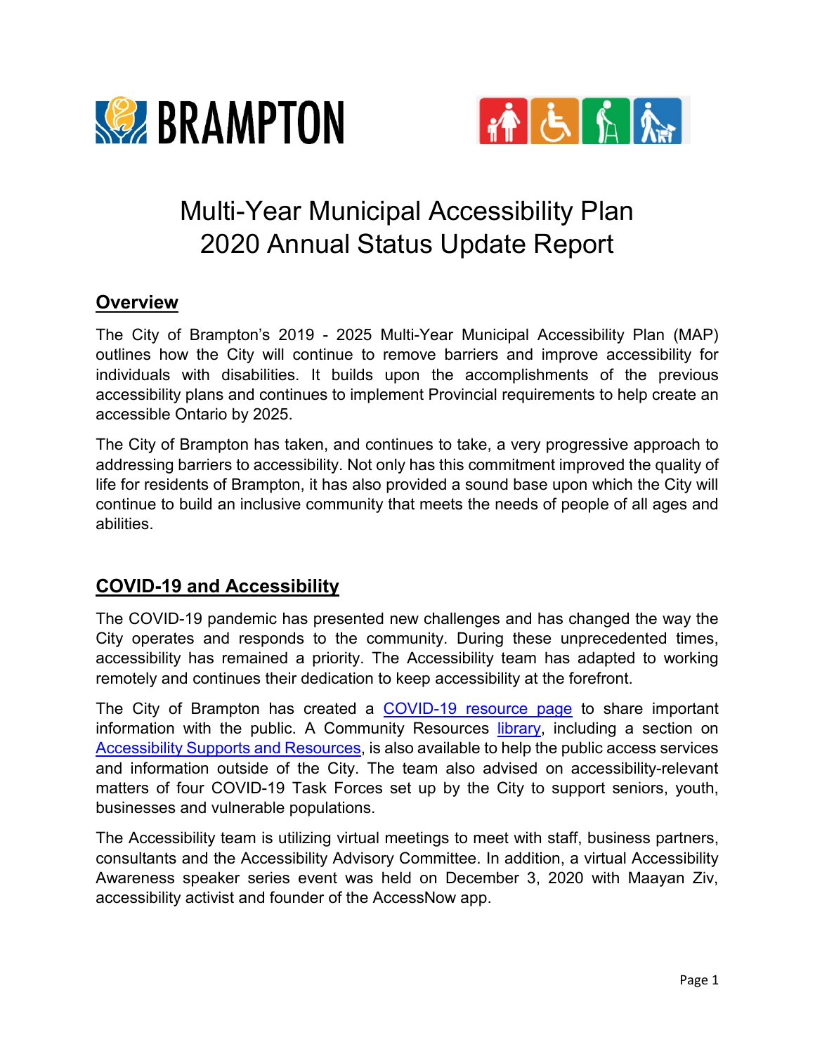# Multi-Year Municipal Accessibility Plan 2020 Annual Status Update Report

## Overview

The City of Brampton's 2019 - 2025 Multi-Year Municipal Accessibility Plan (MAP) outlines how the City will continue to remove barriers and improve accessibility for individuals with disabilities. It builds upon the accomplishments of the previous accessibility plans and continues to implement Provincial requirements to help create an accessible Ontario by 2025.

The City of Brampton has taken, and continues to take, a very progressive approach to addressing barriers to accessibility. Not only has this commitment improved the quality of life for residents of Brampton, it has also provided a sound base upon which the City will continue to build an inclusive community that meets the needs of people of all ages and abilities.

## COVID-19 and Accessibility

The COVID-19 pandemic has presented new challenges and has changed the way the City operates and responds to the community. During these unprecedented times, accessibility has remained a priority. The Accessibility team has adapted to working remotely and continues their dedication to keep accessibility at the forefront.

The City of Brampton has created a COVID-19 resource page to share important information with the public. A Community Resources library, including a section on Accessibility Supports and Resources, is also available to help the public access services and information outside of the City. The team also advised on accessibility-relevant matters of four COVID-19 Task Forces set up by the City to support seniors, youth, businesses and vulnerable populations.

The Accessibility team is utilizing virtual meetings to meet with staff, business partners, consultants and the Accessibility Advisory Committee. In addition, a virtual Accessibility Awareness speaker series event was held on December 3, 2020 with Maayan Ziv, accessibility activist and founder of the AccessNow app.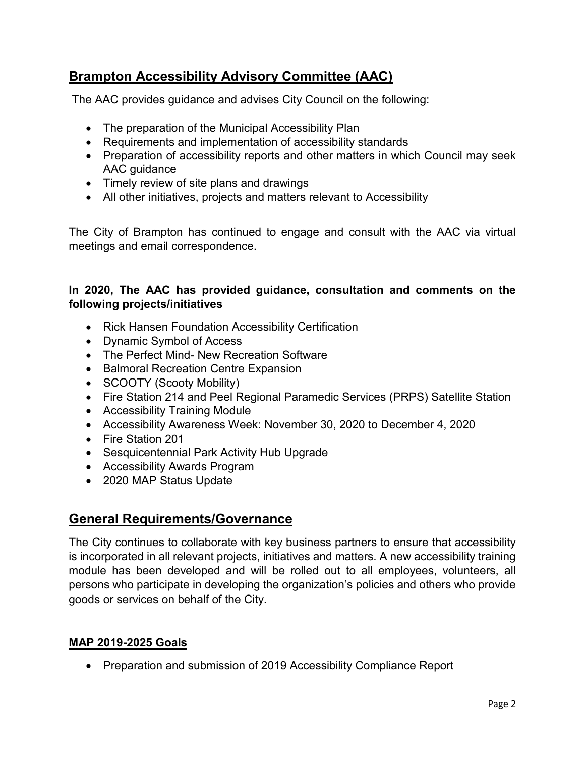## Brampton Accessibility Advisory Committee (AAC)

The AAC provides guidance and advises City Council on the following:

- The preparation of the Municipal Accessibility Plan
- Requirements and implementation of accessibility standards
- Preparation of accessibility reports and other matters in which Council may seek AAC guidance
- Timely review of site plans and drawings
- All other initiatives, projects and matters relevant to Accessibility

The City of Brampton has continued to engage and consult with the AAC via virtual meetings and email correspondence.

**In 2020, The AAC has provided guidance, consultation and comments on the following projects/initiatives**

- Rick Hansen Foundation Accessibility Certification
- Dynamic Symbol of Access
- The Perfect Mind- New Recreation Software
- Balmoral Recreation Centre Expansion
- SCOOTY (Scooty Mobility)
- Fire Station 214 and Peel Regional Paramedic Services (PRPS) Satellite Station
- Accessibility Training Module
- Accessibility Awareness Week: November 30, 2020 to December 4, 2020
- Fire Station 201
- Sesquicentennial Park Activity Hub Upgrade
- Accessibility Awards Program
- 2020 MAP Status Update

## General Requirements/Governance

The City continues to collaborate with key business partners to ensure that accessibility is incorporated in all relevant projects, initiatives and matters. A new accessibility training module has been developed and will be rolled out to all employees, volunteers, all persons who participate in developing the organization's policies and others who provide goods or services on behalf of the City.

### MAP 2019-2025 Goals

- Preparation and submission of 2019 Accessibility Compliance Report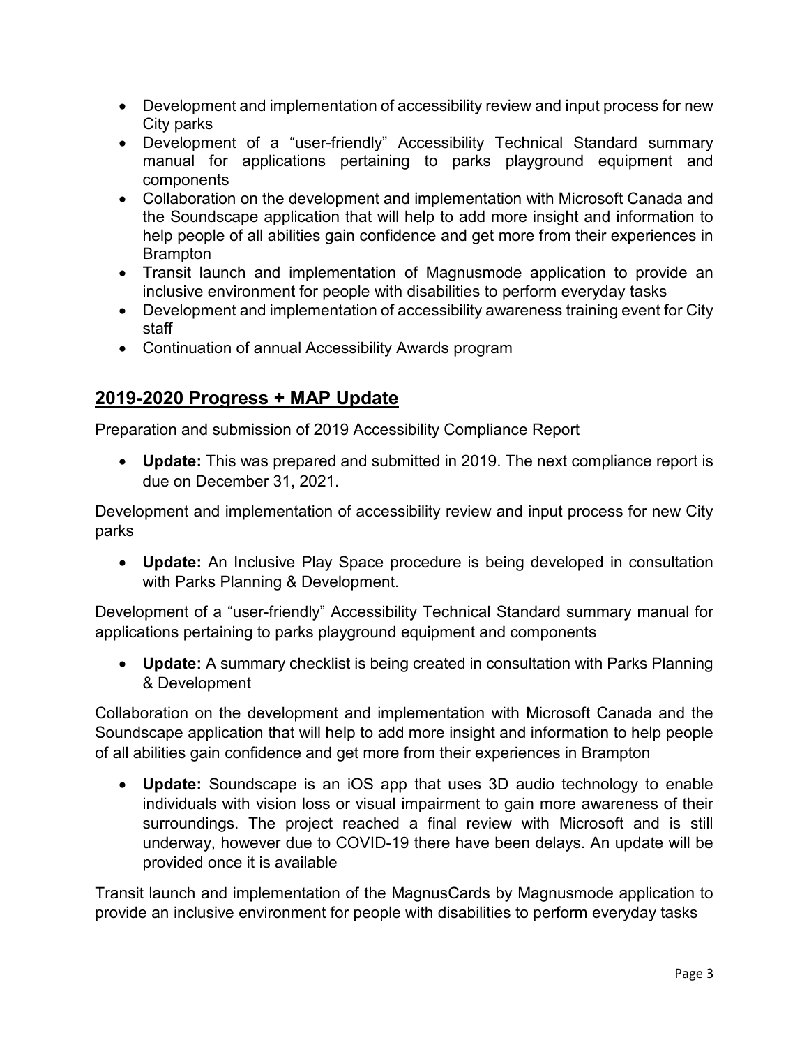- Development and implementation of accessibility review and input process for new City parks
- Development of a "user-friendly" Accessibility Technical Standard summary manual for applications pertaining to parks playground equipment and components
- Collaboration on the development and implementation with Microsoft Canada and the Soundscape application that will help to add more insight and information to help people of all abilities gain confidence and get more from their experiences in Brampton
- Transit launch and implementation of Magnusmode application to provide an inclusive environment for people with disabilities to perform everyday tasks
- Development and implementation of accessibility awareness training event for City staff
- Continuation of annual Accessibility Awards program

## 2019-2020 Progress + MAP Update

Preparation and submission of 2019 Accessibility Compliance Report

- **Update:** This was prepared and submitted in 2019. The next compliance report is due on December 31, 2021.

Development and implementation of accessibility review and input process for new City parks

- **Update:** An Inclusive Play Space procedure is being developed in consultation with Parks Planning & Development.

Development of a "user-friendly" Accessibility Technical Standard summary manual for applications pertaining to parks playground equipment and components

- **Update:** A summary checklist is being created in consultation with Parks Planning & Development

Collaboration on the development and implementation with Microsoft Canada and the Soundscape application that will help to add more insight and information to help people of all abilities gain confidence and get more from their experiences in Brampton

- **Update:** Soundscape is an iOS app that uses 3D audio technology to enable individuals with vision loss or visual impairment to gain more awareness of their surroundings. The project reached a final review with Microsoft and is still underway, however due to COVID-19 there have been delays. An update will be provided once it is available

Transit launch and implementation of the MagnusCards by Magnusmode application to provide an inclusive environment for people with disabilities to perform everyday tasks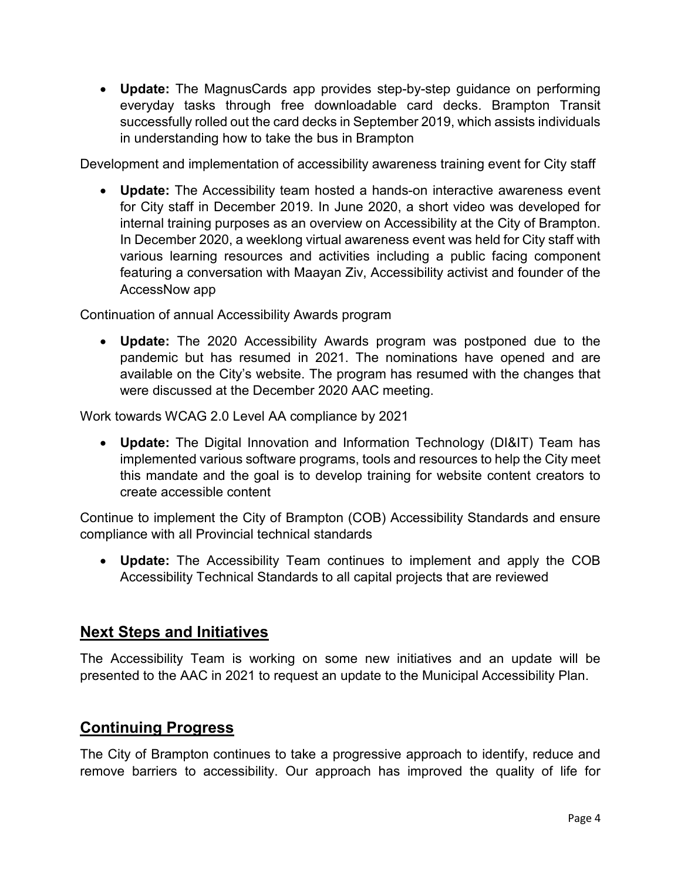- **Update:** The MagnusCards app provides step-by-step guidance on performing everyday tasks through free downloadable card decks. Brampton Transit successfully rolled out the card decks in September 2019, which assists individuals in understanding how to take the bus in Brampton

Development and implementation of accessibility awareness training event for City staff

- **Update:** The Accessibility team hosted a hands-on interactive awareness event for City staff in December 2019. In June 2020, a short video was developed for internal training purposes as an overview on Accessibility at the City of Brampton. In December 2020, a weeklong virtual awareness event was held for City staff with various learning resources and activities including a public facing component featuring a conversation with Maayan Ziv, Accessibility activist and founder of the AccessNow app

Continuation of annual Accessibility Awards program

- **Update:** The 2020 Accessibility Awards program was postponed due to the pandemic but has resumed in 2021. The nominations have opened and are available on the City's website. The program has resumed with the changes that were discussed at the December 2020 AAC meeting.

Work towards WCAG 2.0 Level AA compliance by 2021

- **Update:** The Digital Innovation and Information Technology (DI&IT) Team has implemented various software programs, tools and resources to help the City meet this mandate and the goal is to develop training for website content creators to create accessible content

Continue to implement the City of Brampton (COB) Accessibility Standards and ensure compliance with all Provincial technical standards

- **Update:** The Accessibility Team continues to implement and apply the COB Accessibility Technical Standards to all capital projects that are reviewed

## Next Steps and Initiatives

The Accessibility Team is working on some new initiatives and an update will be presented to the AAC in 2021 to request an update to the Municipal Accessibility Plan.

## Continuing Progress

The City of Brampton continues to take a progressive approach to identify, reduce and remove barriers to accessibility. Our approach has improved the quality of life for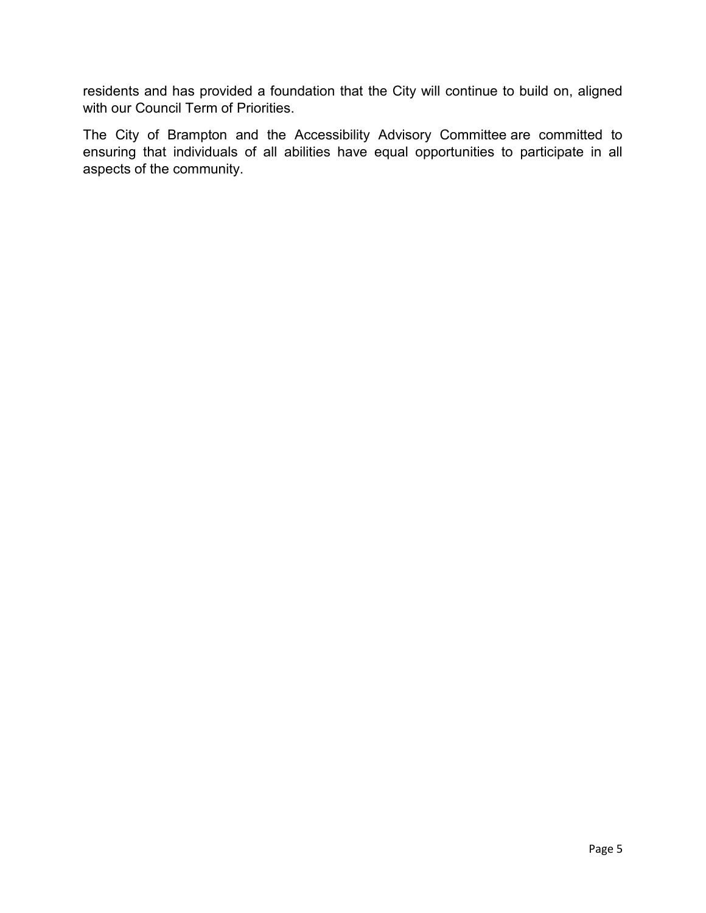residents and has provided a foundation that the City will continue to build on, aligned with our Council Term of Priorities.

The City of Brampton and the Accessibility Advisory Committee are committed to ensuring that individuals of all abilities have equal opportunities to participate in all aspects of the community.